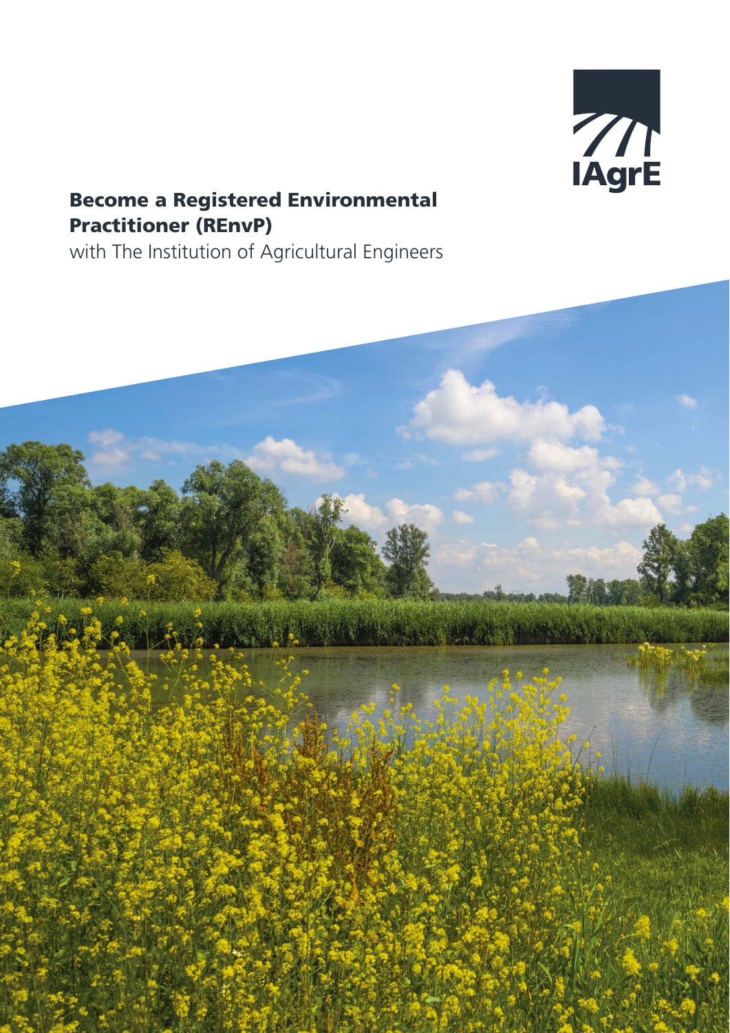IAgrE

# Become a Registered Environmental Practitioner (REnvP)

with The Institution of Agricultural Engineers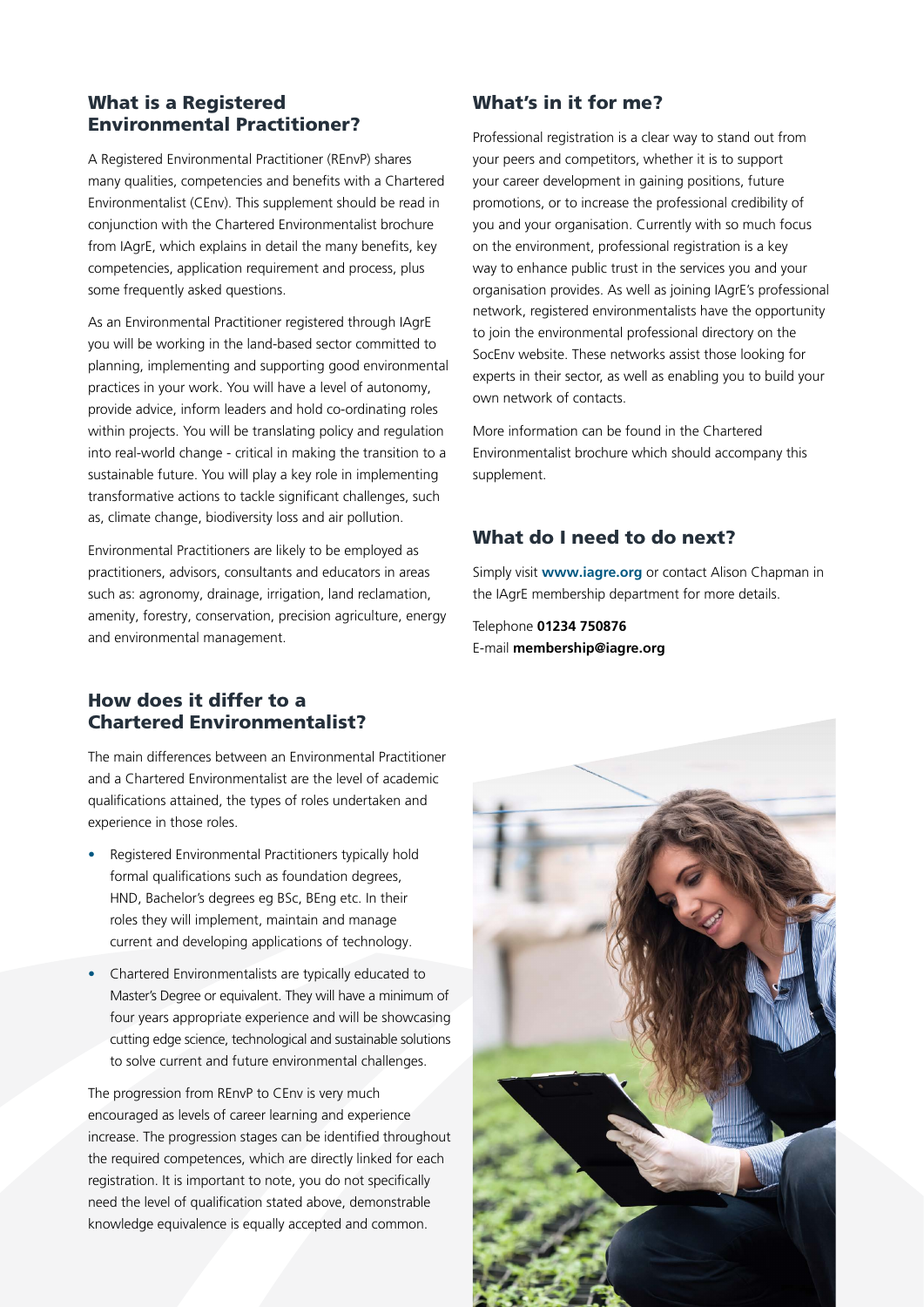## What is a Registered Environmental Practitioner?

A Registered Environmental Practitioner (REnvP) shares many qualities, competencies and benefits with a Chartered Environmentalist (CEnv). This supplement should be read in conjunction with the Chartered Environmentalist brochure from IAgrE, which explains in detail the many benefits, key competencies, application requirement and process, plus some frequently asked questions.

As an Environmental Practitioner registered through IAgrE you will be working in the land-based sector committed to planning, implementing and supporting good environmental practices in your work. You will have a level of autonomy, provide advice, inform leaders and hold co-ordinating roles within projects. You will be translating policy and regulation into real-world change - critical in making the transition to a sustainable future. You will play a key role in implementing transformative actions to tackle significant challenges, such as, climate change, biodiversity loss and air pollution.

Environmental Practitioners are likely to be employed as practitioners, advisors, consultants and educators in areas such as: agronomy, drainage, irrigation, land reclamation, amenity, forestry, conservation, precision agriculture, energy and environmental management.

## How does it differ to a Chartered Environmentalist?

The main differences between an Environmental Practitioner and a Chartered Environmentalist are the level of academic qualifications attained, the types of roles undertaken and experience in those roles.

- Registered Environmental Practitioners typically hold formal qualifications such as foundation degrees, HND, Bachelor's degrees eg BSc, BEng etc. In their roles they will implement, maintain and manage current and developing applications of technology.
- Chartered Environmentalists are typically educated to Master's Degree or equivalent. They will have a minimum of four years appropriate experience and will be showcasing cutting edge science, technological and sustainable solutions to solve current and future environmental challenges.

The progression from REnvP to CEnv is very much encouraged as levels of career learning and experience increase. The progression stages can be identified throughout the required competences, which are directly linked for each registration. It is important to note, you do not specifically need the level of qualification stated above, demonstrable knowledge equivalence is equally accepted and common.

## What's in it for me?

Professional registration is a clear way to stand out from your peers and competitors, whether it is to support your career development in gaining positions, future promotions, or to increase the professional credibility of you and your organisation. Currently with so much focus on the environment, professional registration is a key way to enhance public trust in the services you and your organisation provides. As well as joining IAgrE's professional network, registered environmentalists have the opportunity to join the environmental professional directory on the SocEnv website. These networks assist those looking for experts in their sector, as well as enabling you to build your own network of contacts.

More information can be found in the Chartered Environmentalist brochure which should accompany this supplement.

## What do I need to do next?

Simply visit **www.iagre.org** or contact Alison Chapman in the IAgrE membership department for more details.

Telephone **01234 750876**
E-mail **membership@iagre.org**